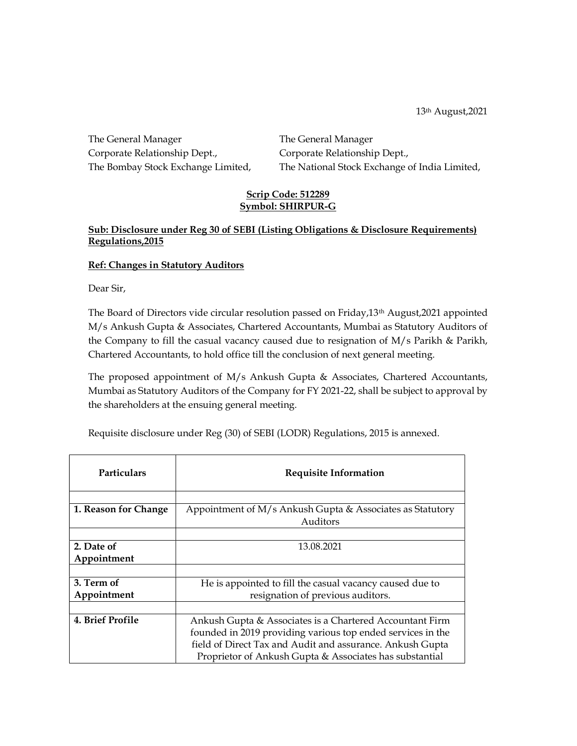13th August,2021

The General Manager
Corporate Relationship Dept.,
The Bombay Stock Exchange Limited,

The General Manager
Corporate Relationship Dept.,
The National Stock Exchange of India Limited,

**Scrip Code: 512289**
**Symbol: SHIRPUR-G**

**Sub: Disclosure under Reg 30 of SEBI (Listing Obligations & Disclosure Requirements) Regulations,2015**

**Ref: Changes in Statutory Auditors**

Dear Sir,

The Board of Directors vide circular resolution passed on Friday,13th August,2021 appointed M/s Ankush Gupta & Associates, Chartered Accountants, Mumbai as Statutory Auditors of the Company to fill the casual vacancy caused due to resignation of M/s Parikh & Parikh, Chartered Accountants, to hold office till the conclusion of next general meeting.

The proposed appointment of M/s Ankush Gupta & Associates, Chartered Accountants, Mumbai as Statutory Auditors of the Company for FY 2021-22, shall be subject to approval by the shareholders at the ensuing general meeting.

Requisite disclosure under Reg (30) of SEBI (LODR) Regulations, 2015 is annexed.

| Particulars | Requisite Information |
|---|---|
| | |
| **1. Reason for Change** | Appointment of M/s Ankush Gupta & Associates as Statutory Auditors |
| | |
| **2. Date of Appointment** | 13.08.2021 |
| | |
| **3. Term of Appointment** | He is appointed to fill the casual vacancy caused due to resignation of previous auditors. |
| | |
| **4. Brief Profile** | Ankush Gupta & Associates is a Chartered Accountant Firm founded in 2019 providing various top ended services in the field of Direct Tax and Audit and assurance. Ankush Gupta Proprietor of Ankush Gupta & Associates has substantial |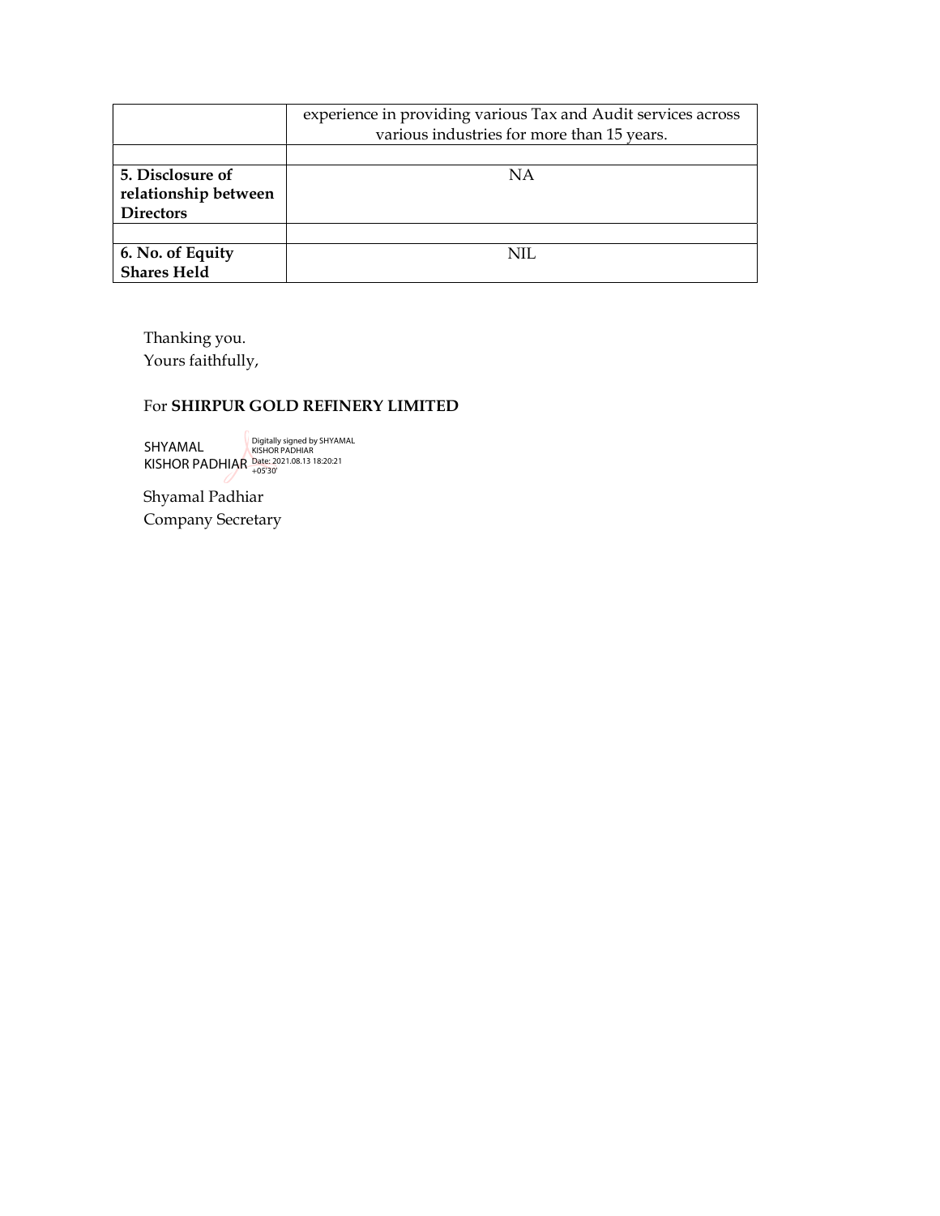| | |
|---|---|
| | experience in providing various Tax and Audit services across various industries for more than 15 years. |
| | |
| **5. Disclosure of relationship between Directors** | NA |
| | |
| **6. No. of Equity Shares Held** | NIL |

Thanking you.
Yours faithfully,

For **SHIRPUR GOLD REFINERY LIMITED**

SHYAMAL KISHOR PADHIAR
Digitally signed by SHYAMAL KISHOR PADHIAR
Date: 2021.08.13 18:20:21 +05'30'

Shyamal Padhiar
Company Secretary